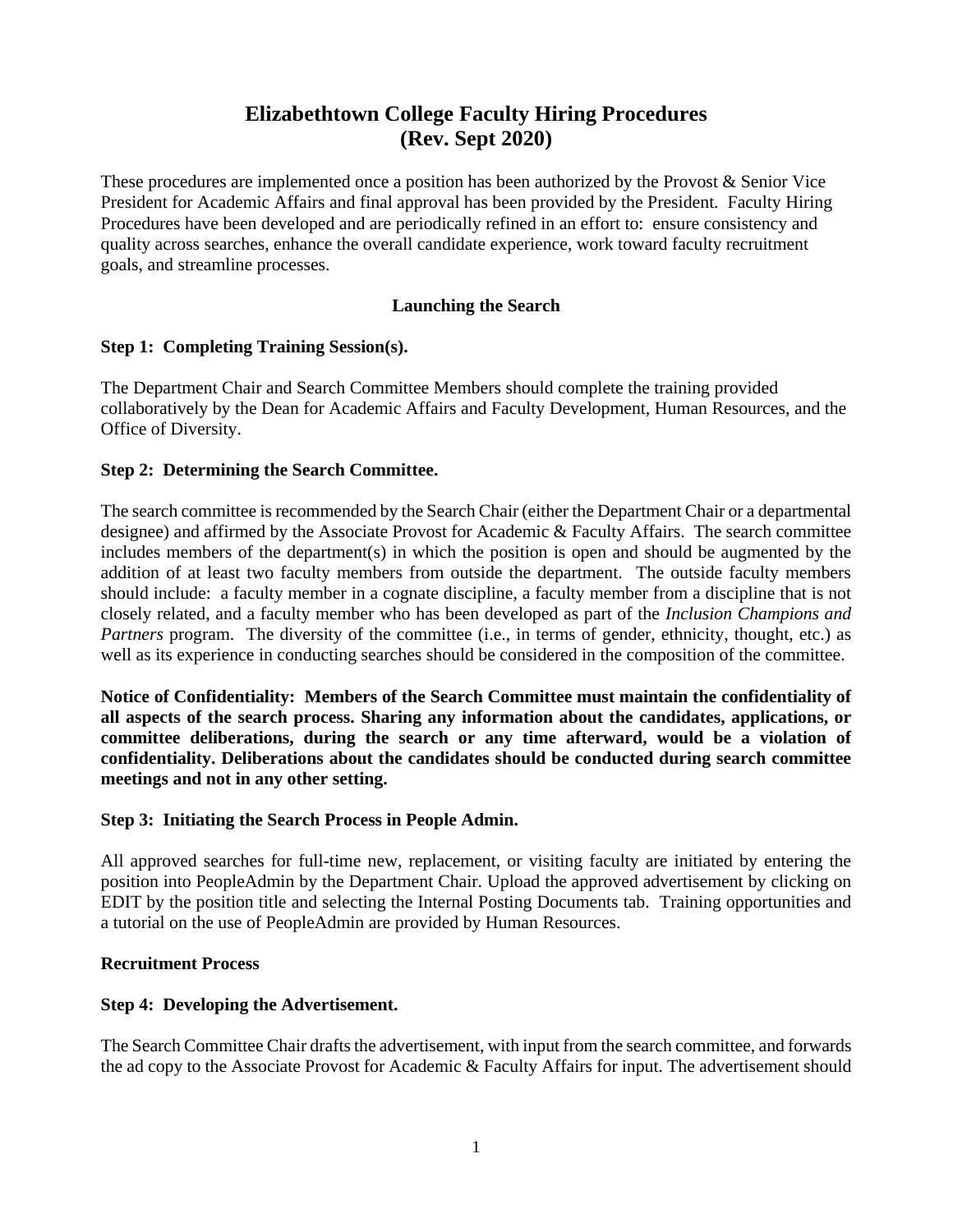# Elizabethtown College Faculty Hiring Procedures (Rev. Sept 2020)

These procedures are implemented once a position has been authorized by the Provost & Senior Vice President for Academic Affairs and final approval has been provided by the President. Faculty Hiring Procedures have been developed and are periodically refined in an effort to: ensure consistency and quality across searches, enhance the overall candidate experience, work toward faculty recruitment goals, and streamline processes.

## Launching the Search

### Step 1: Completing Training Session(s).

The Department Chair and Search Committee Members should complete the training provided collaboratively by the Dean for Academic Affairs and Faculty Development, Human Resources, and the Office of Diversity.

### Step 2: Determining the Search Committee.

The search committee is recommended by the Search Chair (either the Department Chair or a departmental designee) and affirmed by the Associate Provost for Academic & Faculty Affairs. The search committee includes members of the department(s) in which the position is open and should be augmented by the addition of at least two faculty members from outside the department. The outside faculty members should include: a faculty member in a cognate discipline, a faculty member from a discipline that is not closely related, and a faculty member who has been developed as part of the *Inclusion Champions and Partners* program. The diversity of the committee (i.e., in terms of gender, ethnicity, thought, etc.) as well as its experience in conducting searches should be considered in the composition of the committee.

**Notice of Confidentiality: Members of the Search Committee must maintain the confidentiality of all aspects of the search process. Sharing any information about the candidates, applications, or committee deliberations, during the search or any time afterward, would be a violation of confidentiality. Deliberations about the candidates should be conducted during search committee meetings and not in any other setting.**

### Step 3: Initiating the Search Process in People Admin.

All approved searches for full-time new, replacement, or visiting faculty are initiated by entering the position into PeopleAdmin by the Department Chair. Upload the approved advertisement by clicking on EDIT by the position title and selecting the Internal Posting Documents tab. Training opportunities and a tutorial on the use of PeopleAdmin are provided by Human Resources.

## Recruitment Process

### Step 4: Developing the Advertisement.

The Search Committee Chair drafts the advertisement, with input from the search committee, and forwards the ad copy to the Associate Provost for Academic & Faculty Affairs for input. The advertisement should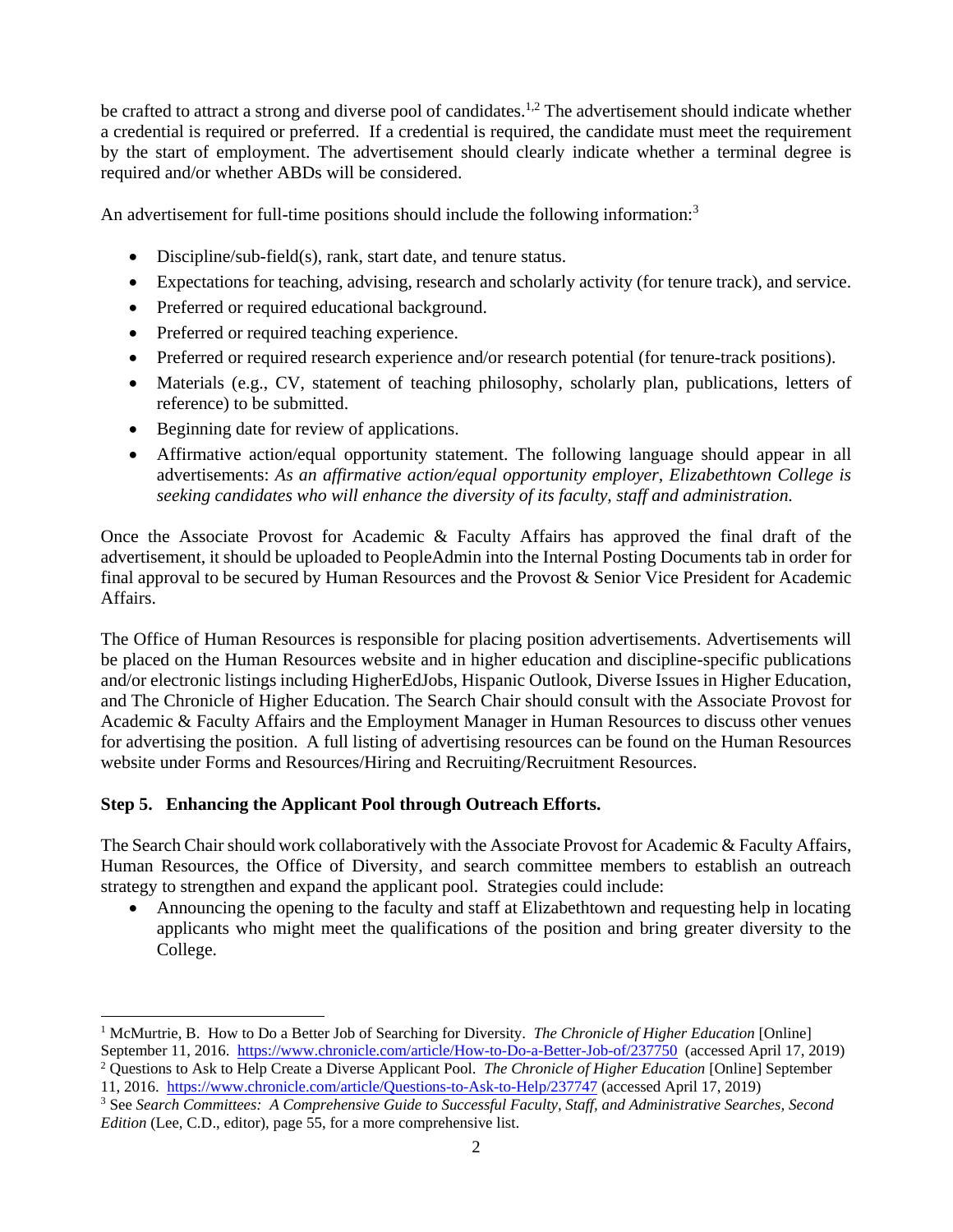be crafted to attract a strong and diverse pool of candidates.[1,2] The advertisement should indicate whether a credential is required or preferred. If a credential is required, the candidate must meet the requirement by the start of employment. The advertisement should clearly indicate whether a terminal degree is required and/or whether ABDs will be considered.

An advertisement for full-time positions should include the following information:[3]

- Discipline/sub-field(s), rank, start date, and tenure status.
- Expectations for teaching, advising, research and scholarly activity (for tenure track), and service.
- Preferred or required educational background.
- Preferred or required teaching experience.
- Preferred or required research experience and/or research potential (for tenure-track positions).
- Materials (e.g., CV, statement of teaching philosophy, scholarly plan, publications, letters of reference) to be submitted.
- Beginning date for review of applications.
- Affirmative action/equal opportunity statement. The following language should appear in all advertisements: *As an affirmative action/equal opportunity employer, Elizabethtown College is seeking candidates who will enhance the diversity of its faculty, staff and administration.*

Once the Associate Provost for Academic & Faculty Affairs has approved the final draft of the advertisement, it should be uploaded to PeopleAdmin into the Internal Posting Documents tab in order for final approval to be secured by Human Resources and the Provost & Senior Vice President for Academic Affairs.

The Office of Human Resources is responsible for placing position advertisements. Advertisements will be placed on the Human Resources website and in higher education and discipline-specific publications and/or electronic listings including HigherEdJobs, Hispanic Outlook, Diverse Issues in Higher Education, and The Chronicle of Higher Education. The Search Chair should consult with the Associate Provost for Academic & Faculty Affairs and the Employment Manager in Human Resources to discuss other venues for advertising the position. A full listing of advertising resources can be found on the Human Resources website under Forms and Resources/Hiring and Recruiting/Recruitment Resources.

**Step 5. Enhancing the Applicant Pool through Outreach Efforts.**

The Search Chair should work collaboratively with the Associate Provost for Academic & Faculty Affairs, Human Resources, the Office of Diversity, and search committee members to establish an outreach strategy to strengthen and expand the applicant pool. Strategies could include:

- Announcing the opening to the faculty and staff at Elizabethtown and requesting help in locating applicants who might meet the qualifications of the position and bring greater diversity to the College.

---

[1] McMurtrie, B. How to Do a Better Job of Searching for Diversity. *The Chronicle of Higher Education* [Online] September 11, 2016. https://www.chronicle.com/article/How-to-Do-a-Better-Job-of/237750 (accessed April 17, 2019)

[2] Questions to Ask to Help Create a Diverse Applicant Pool. *The Chronicle of Higher Education* [Online] September 11, 2016. https://www.chronicle.com/article/Questions-to-Ask-to-Help/237747 (accessed April 17, 2019)

[3] See *Search Committees: A Comprehensive Guide to Successful Faculty, Staff, and Administrative Searches, Second Edition* (Lee, C.D., editor), page 55, for a more comprehensive list.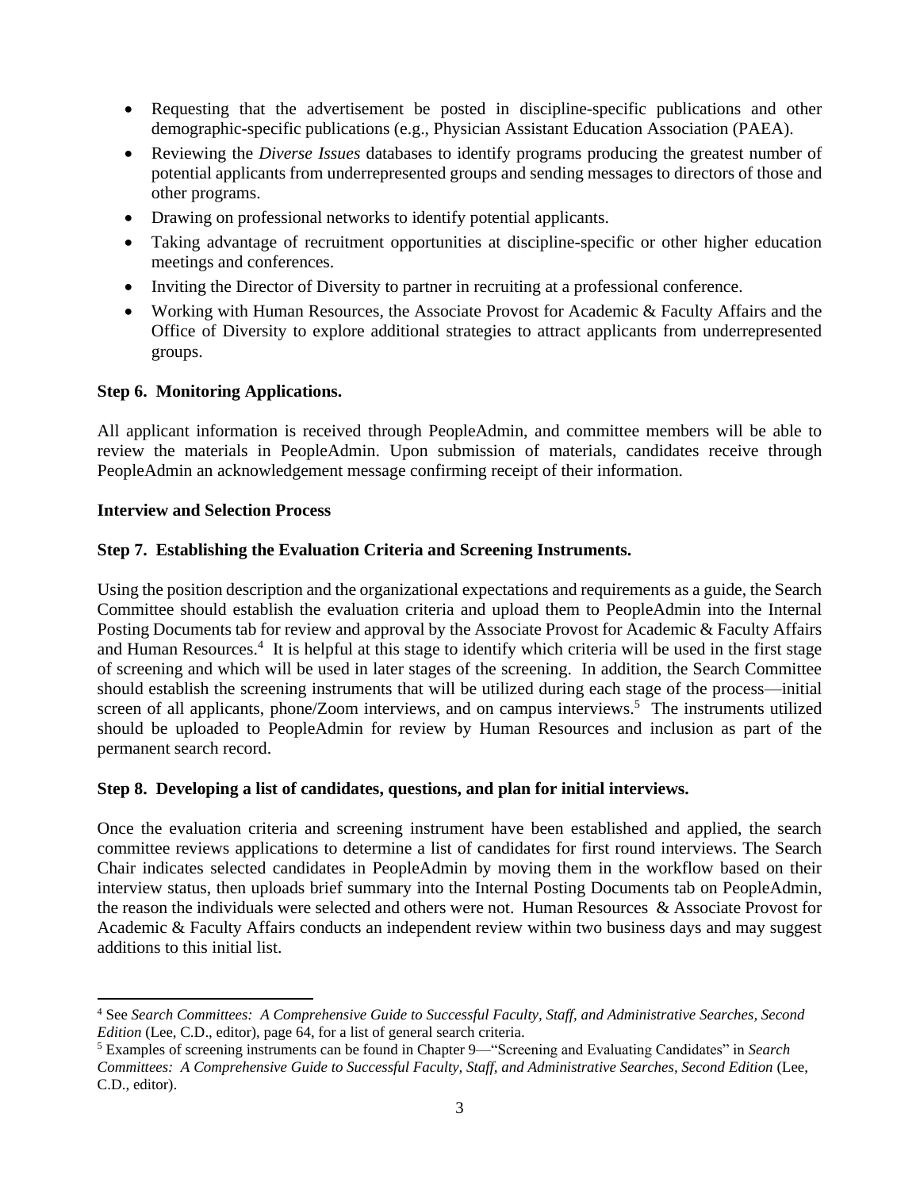- Requesting that the advertisement be posted in discipline-specific publications and other demographic-specific publications (e.g., Physician Assistant Education Association (PAEA).
- Reviewing the *Diverse Issues* databases to identify programs producing the greatest number of potential applicants from underrepresented groups and sending messages to directors of those and other programs.
- Drawing on professional networks to identify potential applicants.
- Taking advantage of recruitment opportunities at discipline-specific or other higher education meetings and conferences.
- Inviting the Director of Diversity to partner in recruiting at a professional conference.
- Working with Human Resources, the Associate Provost for Academic & Faculty Affairs and the Office of Diversity to explore additional strategies to attract applicants from underrepresented groups.

**Step 6. Monitoring Applications.**

All applicant information is received through PeopleAdmin, and committee members will be able to review the materials in PeopleAdmin. Upon submission of materials, candidates receive through PeopleAdmin an acknowledgement message confirming receipt of their information.

**Interview and Selection Process**

**Step 7. Establishing the Evaluation Criteria and Screening Instruments.**

Using the position description and the organizational expectations and requirements as a guide, the Search Committee should establish the evaluation criteria and upload them to PeopleAdmin into the Internal Posting Documents tab for review and approval by the Associate Provost for Academic & Faculty Affairs and Human Resources.[4] It is helpful at this stage to identify which criteria will be used in the first stage of screening and which will be used in later stages of the screening. In addition, the Search Committee should establish the screening instruments that will be utilized during each stage of the process—initial screen of all applicants, phone/Zoom interviews, and on campus interviews.[5] The instruments utilized should be uploaded to PeopleAdmin for review by Human Resources and inclusion as part of the permanent search record.

**Step 8. Developing a list of candidates, questions, and plan for initial interviews.**

Once the evaluation criteria and screening instrument have been established and applied, the search committee reviews applications to determine a list of candidates for first round interviews. The Search Chair indicates selected candidates in PeopleAdmin by moving them in the workflow based on their interview status, then uploads brief summary into the Internal Posting Documents tab on PeopleAdmin, the reason the individuals were selected and others were not. Human Resources & Associate Provost for Academic & Faculty Affairs conducts an independent review within two business days and may suggest additions to this initial list.

---

[4] See *Search Committees: A Comprehensive Guide to Successful Faculty, Staff, and Administrative Searches, Second Edition* (Lee, C.D., editor), page 64, for a list of general search criteria.

[5] Examples of screening instruments can be found in Chapter 9—"Screening and Evaluating Candidates" in *Search Committees: A Comprehensive Guide to Successful Faculty, Staff, and Administrative Searches, Second Edition* (Lee, C.D., editor).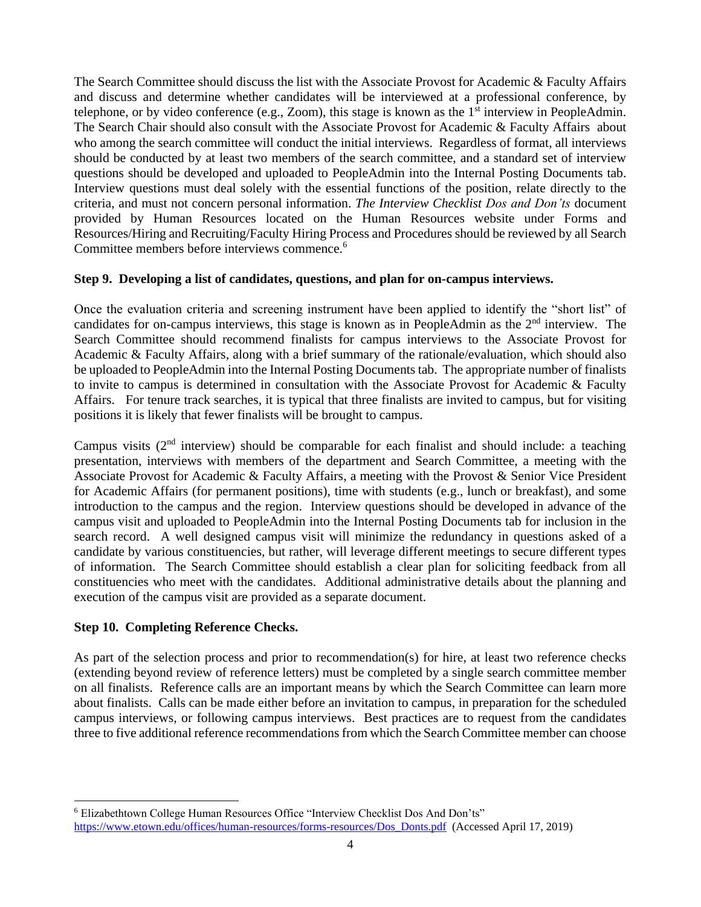The Search Committee should discuss the list with the Associate Provost for Academic & Faculty Affairs and discuss and determine whether candidates will be interviewed at a professional conference, by telephone, or by video conference (e.g., Zoom), this stage is known as the 1st interview in PeopleAdmin. The Search Chair should also consult with the Associate Provost for Academic & Faculty Affairs about who among the search committee will conduct the initial interviews. Regardless of format, all interviews should be conducted by at least two members of the search committee, and a standard set of interview questions should be developed and uploaded to PeopleAdmin into the Internal Posting Documents tab. Interview questions must deal solely with the essential functions of the position, relate directly to the criteria, and must not concern personal information. *The Interview Checklist Dos and Don'ts* document provided by Human Resources located on the Human Resources website under Forms and Resources/Hiring and Recruiting/Faculty Hiring Process and Procedures should be reviewed by all Search Committee members before interviews commence.[6]

**Step 9. Developing a list of candidates, questions, and plan for on-campus interviews.**

Once the evaluation criteria and screening instrument have been applied to identify the "short list" of candidates for on-campus interviews, this stage is known as in PeopleAdmin as the 2nd interview. The Search Committee should recommend finalists for campus interviews to the Associate Provost for Academic & Faculty Affairs, along with a brief summary of the rationale/evaluation, which should also be uploaded to PeopleAdmin into the Internal Posting Documents tab. The appropriate number of finalists to invite to campus is determined in consultation with the Associate Provost for Academic & Faculty Affairs. For tenure track searches, it is typical that three finalists are invited to campus, but for visiting positions it is likely that fewer finalists will be brought to campus.

Campus visits (2nd interview) should be comparable for each finalist and should include: a teaching presentation, interviews with members of the department and Search Committee, a meeting with the Associate Provost for Academic & Faculty Affairs, a meeting with the Provost & Senior Vice President for Academic Affairs (for permanent positions), time with students (e.g., lunch or breakfast), and some introduction to the campus and the region. Interview questions should be developed in advance of the campus visit and uploaded to PeopleAdmin into the Internal Posting Documents tab for inclusion in the search record. A well designed campus visit will minimize the redundancy in questions asked of a candidate by various constituencies, but rather, will leverage different meetings to secure different types of information. The Search Committee should establish a clear plan for soliciting feedback from all constituencies who meet with the candidates. Additional administrative details about the planning and execution of the campus visit are provided as a separate document.

**Step 10. Completing Reference Checks.**

As part of the selection process and prior to recommendation(s) for hire, at least two reference checks (extending beyond review of reference letters) must be completed by a single search committee member on all finalists. Reference calls are an important means by which the Search Committee can learn more about finalists. Calls can be made either before an invitation to campus, in preparation for the scheduled campus interviews, or following campus interviews. Best practices are to request from the candidates three to five additional reference recommendations from which the Search Committee member can choose

[6] Elizabethtown College Human Resources Office "Interview Checklist Dos And Don'ts" https://www.etown.edu/offices/human-resources/forms-resources/Dos_Donts.pdf (Accessed April 17, 2019)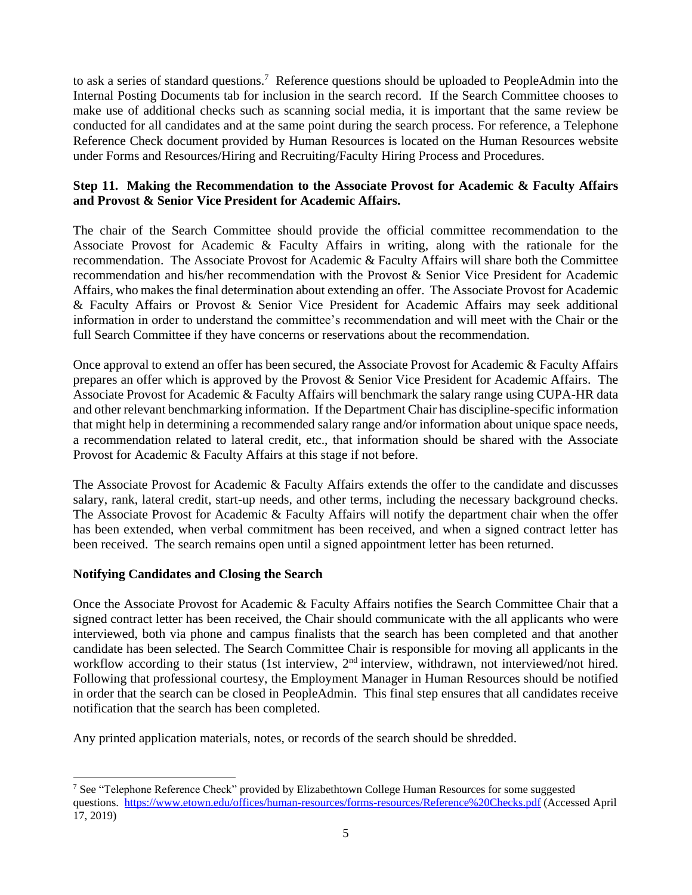to ask a series of standard questions.[7] Reference questions should be uploaded to PeopleAdmin into the Internal Posting Documents tab for inclusion in the search record. If the Search Committee chooses to make use of additional checks such as scanning social media, it is important that the same review be conducted for all candidates and at the same point during the search process. For reference, a Telephone Reference Check document provided by Human Resources is located on the Human Resources website under Forms and Resources/Hiring and Recruiting/Faculty Hiring Process and Procedures.

**Step 11. Making the Recommendation to the Associate Provost for Academic & Faculty Affairs and Provost & Senior Vice President for Academic Affairs.**

The chair of the Search Committee should provide the official committee recommendation to the Associate Provost for Academic & Faculty Affairs in writing, along with the rationale for the recommendation. The Associate Provost for Academic & Faculty Affairs will share both the Committee recommendation and his/her recommendation with the Provost & Senior Vice President for Academic Affairs, who makes the final determination about extending an offer. The Associate Provost for Academic & Faculty Affairs or Provost & Senior Vice President for Academic Affairs may seek additional information in order to understand the committee's recommendation and will meet with the Chair or the full Search Committee if they have concerns or reservations about the recommendation.

Once approval to extend an offer has been secured, the Associate Provost for Academic & Faculty Affairs prepares an offer which is approved by the Provost & Senior Vice President for Academic Affairs. The Associate Provost for Academic & Faculty Affairs will benchmark the salary range using CUPA-HR data and other relevant benchmarking information. If the Department Chair has discipline-specific information that might help in determining a recommended salary range and/or information about unique space needs, a recommendation related to lateral credit, etc., that information should be shared with the Associate Provost for Academic & Faculty Affairs at this stage if not before.

The Associate Provost for Academic & Faculty Affairs extends the offer to the candidate and discusses salary, rank, lateral credit, start-up needs, and other terms, including the necessary background checks. The Associate Provost for Academic & Faculty Affairs will notify the department chair when the offer has been extended, when verbal commitment has been received, and when a signed contract letter has been received. The search remains open until a signed appointment letter has been returned.

**Notifying Candidates and Closing the Search**

Once the Associate Provost for Academic & Faculty Affairs notifies the Search Committee Chair that a signed contract letter has been received, the Chair should communicate with the all applicants who were interviewed, both via phone and campus finalists that the search has been completed and that another candidate has been selected. The Search Committee Chair is responsible for moving all applicants in the workflow according to their status (1st interview, 2nd interview, withdrawn, not interviewed/not hired. Following that professional courtesy, the Employment Manager in Human Resources should be notified in order that the search can be closed in PeopleAdmin. This final step ensures that all candidates receive notification that the search has been completed.

Any printed application materials, notes, or records of the search should be shredded.

---

[7] See "Telephone Reference Check" provided by Elizabethtown College Human Resources for some suggested questions. https://www.etown.edu/offices/human-resources/forms-resources/Reference%20Checks.pdf (Accessed April 17, 2019)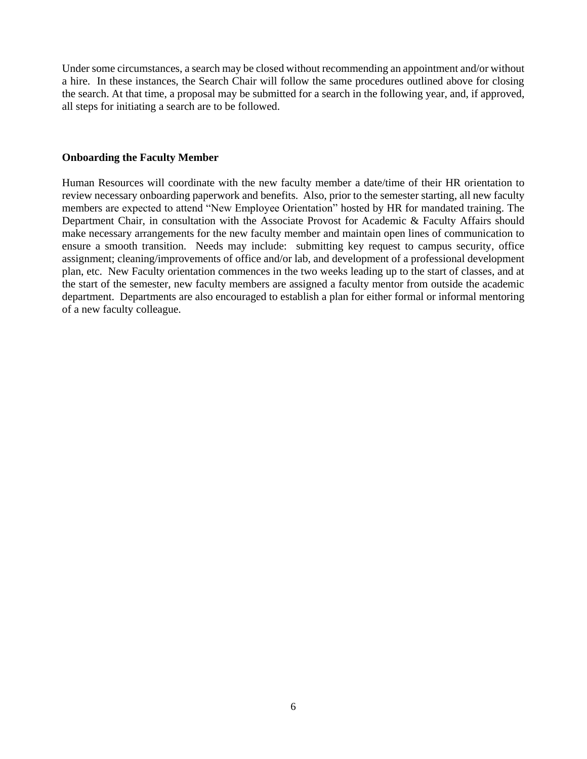Under some circumstances, a search may be closed without recommending an appointment and/or without a hire. In these instances, the Search Chair will follow the same procedures outlined above for closing the search. At that time, a proposal may be submitted for a search in the following year, and, if approved, all steps for initiating a search are to be followed.

**Onboarding the Faculty Member**

Human Resources will coordinate with the new faculty member a date/time of their HR orientation to review necessary onboarding paperwork and benefits. Also, prior to the semester starting, all new faculty members are expected to attend "New Employee Orientation" hosted by HR for mandated training. The Department Chair, in consultation with the Associate Provost for Academic & Faculty Affairs should make necessary arrangements for the new faculty member and maintain open lines of communication to ensure a smooth transition. Needs may include: submitting key request to campus security, office assignment; cleaning/improvements of office and/or lab, and development of a professional development plan, etc. New Faculty orientation commences in the two weeks leading up to the start of classes, and at the start of the semester, new faculty members are assigned a faculty mentor from outside the academic department. Departments are also encouraged to establish a plan for either formal or informal mentoring of a new faculty colleague.